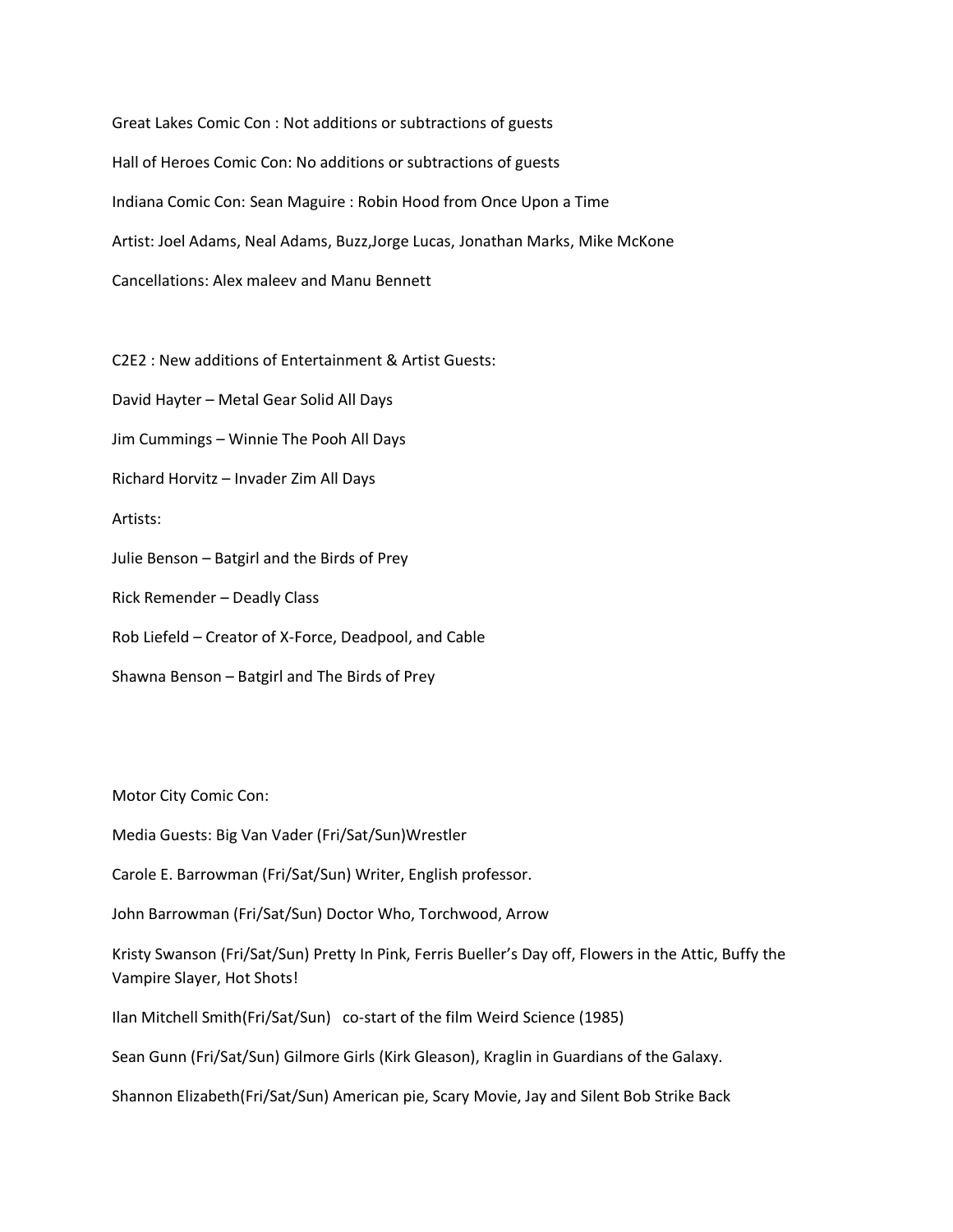Great Lakes Comic Con : Not additions or subtractions of guests

Hall of Heroes Comic Con: No additions or subtractions of guests

Indiana Comic Con: Sean Maguire : Robin Hood from Once Upon a Time

Artist: Joel Adams, Neal Adams, Buzz,Jorge Lucas, Jonathan Marks, Mike McKone

Cancellations: Alex maleev and Manu Bennett

C2E2 : New additions of Entertainment & Artist Guests:

David Hayter – Metal Gear Solid All Days

Jim Cummings – Winnie The Pooh All Days

Richard Horvitz – Invader Zim All Days

Artists:

Julie Benson – Batgirl and the Birds of Prey

Rick Remender – Deadly Class

Rob Liefeld – Creator of X-Force, Deadpool, and Cable

Shawna Benson – Batgirl and The Birds of Prey

Motor City Comic Con:

Media Guests: Big Van Vader (Fri/Sat/Sun)Wrestler

Carole E. Barrowman (Fri/Sat/Sun) Writer, English professor.

John Barrowman (Fri/Sat/Sun) Doctor Who, Torchwood, Arrow

Kristy Swanson (Fri/Sat/Sun) Pretty In Pink, Ferris Bueller's Day off, Flowers in the Attic, Buffy the Vampire Slayer, Hot Shots!

Ilan Mitchell Smith(Fri/Sat/Sun) co-start of the film Weird Science (1985)

Sean Gunn (Fri/Sat/Sun) Gilmore Girls (Kirk Gleason), Kraglin in Guardians of the Galaxy.

Shannon Elizabeth(Fri/Sat/Sun) American pie, Scary Movie, Jay and Silent Bob Strike Back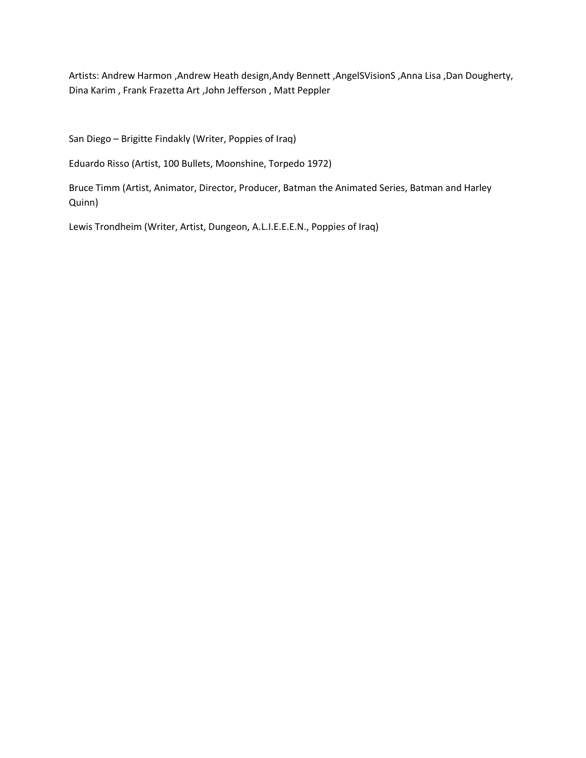Artists: Andrew Harmon ,Andrew Heath design,Andy Bennett ,AngelSVisionS ,Anna Lisa ,Dan Dougherty, Dina Karim , Frank Frazetta Art ,John Jefferson , Matt Peppler

San Diego – Brigitte Findakly (Writer, Poppies of Iraq)

Eduardo Risso (Artist, 100 Bullets, Moonshine, Torpedo 1972)

Bruce Timm (Artist, Animator, Director, Producer, Batman the Animated Series, Batman and Harley Quinn)

Lewis Trondheim (Writer, Artist, Dungeon, A.L.I.E.E.E.N., Poppies of Iraq)